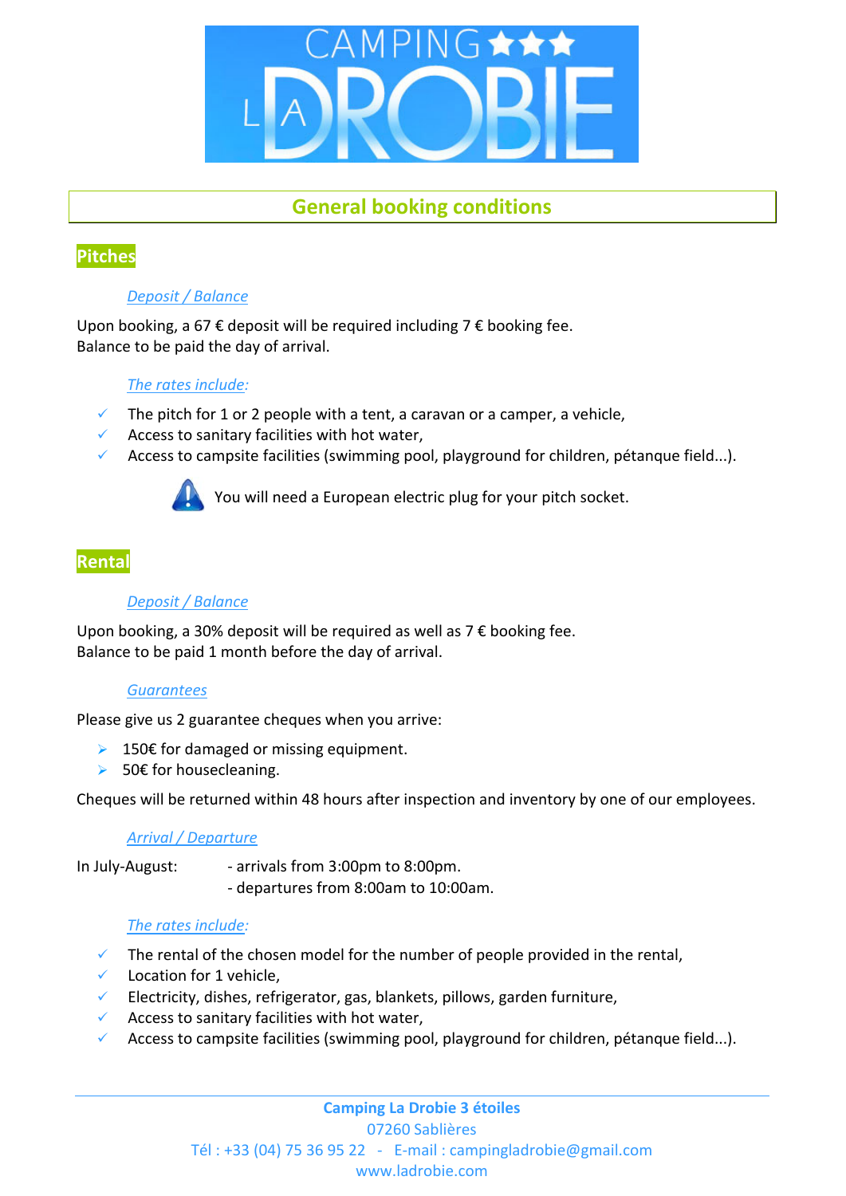# CAMPING ★★★ LA DROBIE

## General booking conditions

## Pitches

### *Deposit / Balance*

Upon booking, a 67 € deposit will be required including 7 € booking fee.
Balance to be paid the day of arrival.

### *The rates include:*

- ✓ The pitch for 1 or 2 people with a tent, a caravan or a camper, a vehicle,
- ✓ Access to sanitary facilities with hot water,
- ✓ Access to campsite facilities (swimming pool, playground for children, pétanque field...).

⚠ You will need a European electric plug for your pitch socket.

## Rental

### *Deposit / Balance*

Upon booking, a 30% deposit will be required as well as 7 € booking fee.
Balance to be paid 1 month before the day of arrival.

### *Guarantees*

Please give us 2 guarantee cheques when you arrive:

- 150€ for damaged or missing equipment.
- 50€ for housecleaning.

Cheques will be returned within 48 hours after inspection and inventory by one of our employees.

### *Arrival / Departure*

In July-August:
- arrivals from 3:00pm to 8:00pm.
- departures from 8:00am to 10:00am.

### *The rates include:*

- ✓ The rental of the chosen model for the number of people provided in the rental,
- ✓ Location for 1 vehicle,
- ✓ Electricity, dishes, refrigerator, gas, blankets, pillows, garden furniture,
- ✓ Access to sanitary facilities with hot water,
- ✓ Access to campsite facilities (swimming pool, playground for children, pétanque field...).

**Camping La Drobie 3 étoiles**
07260 Sablières
Tél : +33 (04) 75 36 95 22 - E-mail : campingladrobie@gmail.com
www.ladrobie.com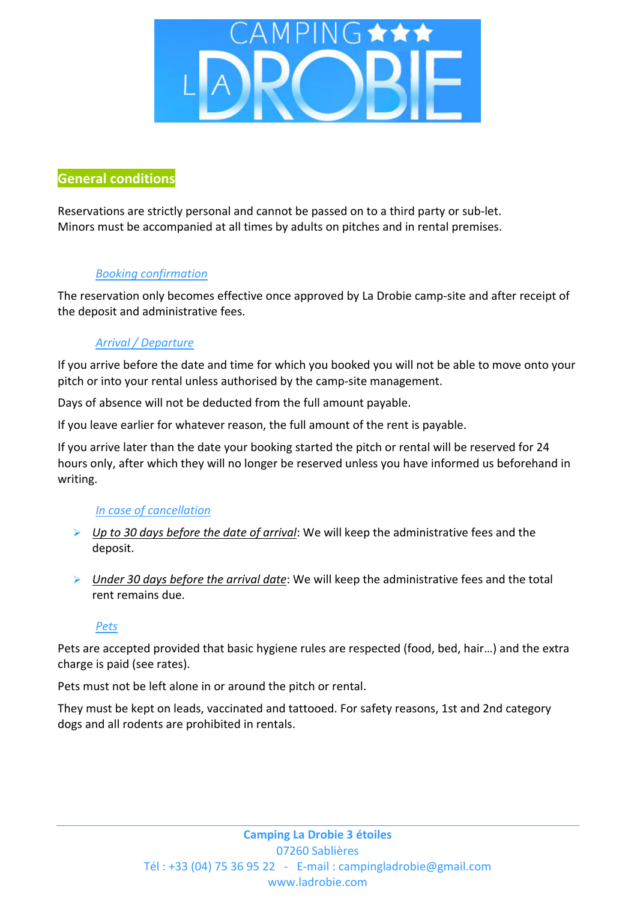# CAMPING ★★★ LA DROBIE

## General conditions

Reservations are strictly personal and cannot be passed on to a third party or sub-let.
Minors must be accompanied at all times by adults on pitches and in rental premises.

### *Booking confirmation*

The reservation only becomes effective once approved by La Drobie camp-site and after receipt of the deposit and administrative fees.

### *Arrival / Departure*

If you arrive before the date and time for which you booked you will not be able to move onto your pitch or into your rental unless authorised by the camp-site management.

Days of absence will not be deducted from the full amount payable.

If you leave earlier for whatever reason, the full amount of the rent is payable.

If you arrive later than the date your booking started the pitch or rental will be reserved for 24 hours only, after which they will no longer be reserved unless you have informed us beforehand in writing.

### *In case of cancellation*

- *Up to 30 days before the date of arrival*: We will keep the administrative fees and the deposit.
- *Under 30 days before the arrival date*: We will keep the administrative fees and the total rent remains due.

### *Pets*

Pets are accepted provided that basic hygiene rules are respected (food, bed, hair…) and the extra charge is paid (see rates).

Pets must not be left alone in or around the pitch or rental.

They must be kept on leads, vaccinated and tattooed. For safety reasons, 1st and 2nd category dogs and all rodents are prohibited in rentals.

**Camping La Drobie 3 étoiles**
07260 Sablières
Tél : +33 (04) 75 36 95 22 - E-mail : campingladrobie@gmail.com
www.ladrobie.com